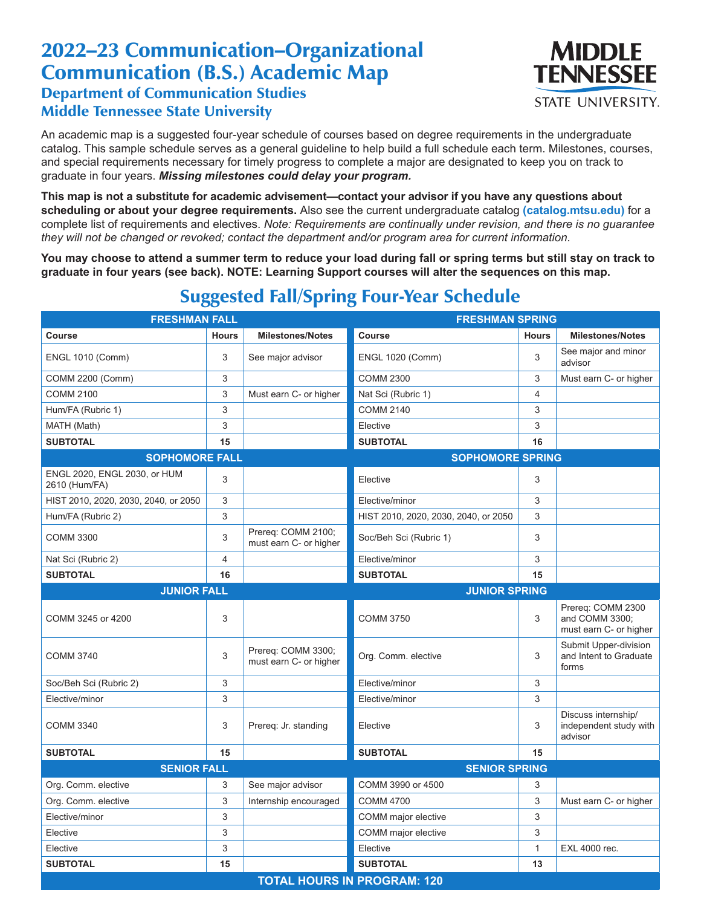# 2022–23 Communication–Organizational Communication (B.S.) Academic Map

## Department of Communication Studies
## Middle Tennessee State University

An academic map is a suggested four-year schedule of courses based on degree requirements in the undergraduate catalog. This sample schedule serves as a general guideline to help build a full schedule each term. Milestones, courses, and special requirements necessary for timely progress to complete a major are designated to keep you on track to graduate in four years. ***Missing milestones could delay your program.***

**This map is not a substitute for academic advisement—contact your advisor if you have any questions about scheduling or about your degree requirements.** Also see the current undergraduate catalog **(catalog.mtsu.edu)** for a complete list of requirements and electives. *Note: Requirements are continually under revision, and there is no guarantee they will not be changed or revoked; contact the department and/or program area for current information.*

**You may choose to attend a summer term to reduce your load during fall or spring terms but still stay on track to graduate in four years (see back). NOTE: Learning Support courses will alter the sequences on this map.**

## Suggested Fall/Spring Four-Year Schedule

| **FRESHMAN FALL** | | | **FRESHMAN SPRING** | | |
|---|---|---|---|---|---|
| **Course** | **Hours** | **Milestones/Notes** | **Course** | **Hours** | **Milestones/Notes** |
| ENGL 1010 (Comm) | 3 | See major advisor | ENGL 1020 (Comm) | 3 | See major and minor advisor |
| COMM 2200 (Comm) | 3 | | COMM 2300 | 3 | Must earn C- or higher |
| COMM 2100 | 3 | Must earn C- or higher | Nat Sci (Rubric 1) | 4 | |
| Hum/FA (Rubric 1) | 3 | | COMM 2140 | 3 | |
| MATH (Math) | 3 | | Elective | 3 | |
| **SUBTOTAL** | **15** | | **SUBTOTAL** | **16** | |
| **SOPHOMORE FALL** | | | **SOPHOMORE SPRING** | | |
| ENGL 2020, ENGL 2030, or HUM 2610 (Hum/FA) | 3 | | Elective | 3 | |
| HIST 2010, 2020, 2030, 2040, or 2050 | 3 | | Elective/minor | 3 | |
| Hum/FA (Rubric 2) | 3 | | HIST 2010, 2020, 2030, 2040, or 2050 | 3 | |
| COMM 3300 | 3 | Prereq: COMM 2100; must earn C- or higher | Soc/Beh Sci (Rubric 1) | 3 | |
| Nat Sci (Rubric 2) | 4 | | Elective/minor | 3 | |
| **SUBTOTAL** | **16** | | **SUBTOTAL** | **15** | |
| **JUNIOR FALL** | | | **JUNIOR SPRING** | | |
| COMM 3245 or 4200 | 3 | | COMM 3750 | 3 | Prereq: COMM 2300 and COMM 3300; must earn C- or higher |
| COMM 3740 | 3 | Prereq: COMM 3300; must earn C- or higher | Org. Comm. elective | 3 | Submit Upper-division and Intent to Graduate forms |
| Soc/Beh Sci (Rubric 2) | 3 | | Elective/minor | 3 | |
| Elective/minor | 3 | | Elective/minor | 3 | |
| COMM 3340 | 3 | Prereq: Jr. standing | Elective | 3 | Discuss internship/ independent study with advisor |
| **SUBTOTAL** | **15** | | **SUBTOTAL** | **15** | |
| **SENIOR FALL** | | | **SENIOR SPRING** | | |
| Org. Comm. elective | 3 | See major advisor | COMM 3990 or 4500 | 3 | |
| Org. Comm. elective | 3 | Internship encouraged | COMM 4700 | 3 | Must earn C- or higher |
| Elective/minor | 3 | | COMM major elective | 3 | |
| Elective | 3 | | COMM major elective | 3 | |
| Elective | 3 | | Elective | 1 | EXL 4000 rec. |
| **SUBTOTAL** | **15** | | **SUBTOTAL** | **13** | |
| **TOTAL HOURS IN PROGRAM: 120** | | | | | |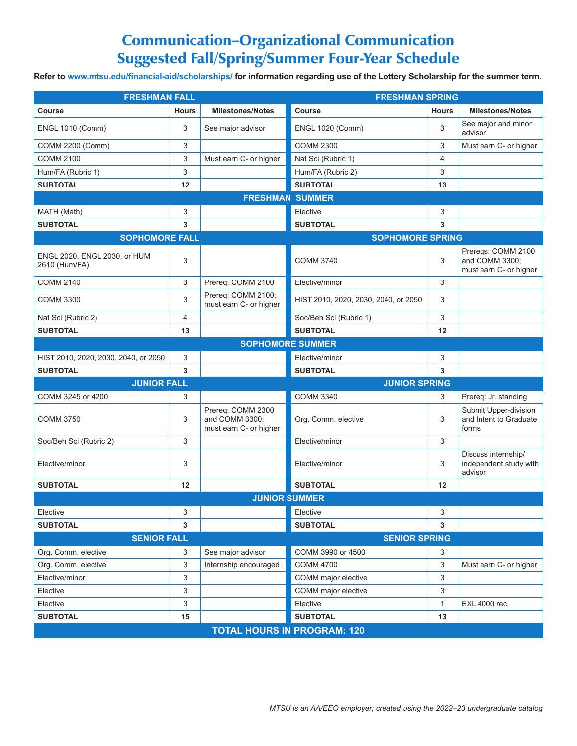# Communication–Organizational Communication
# Suggested Fall/Spring/Summer Four-Year Schedule

**Refer to www.mtsu.edu/financial-aid/scholarships/ for information regarding use of the Lottery Scholarship for the summer term.**

| FRESHMAN FALL | | | FRESHMAN SPRING | | |
|---|---|---|---|---|---|
| **Course** | **Hours** | **Milestones/Notes** | **Course** | **Hours** | **Milestones/Notes** |
| ENGL 1010 (Comm) | 3 | See major advisor | ENGL 1020 (Comm) | 3 | See major and minor advisor |
| COMM 2200 (Comm) | 3 | | COMM 2300 | 3 | Must earn C- or higher |
| COMM 2100 | 3 | Must earn C- or higher | Nat Sci (Rubric 1) | 4 | |
| Hum/FA (Rubric 1) | 3 | | Hum/FA (Rubric 2) | 3 | |
| **SUBTOTAL** | **12** | | **SUBTOTAL** | **13** | |
| **FRESHMAN SUMMER** | | | | | |
| MATH (Math) | 3 | | Elective | 3 | |
| **SUBTOTAL** | **3** | | **SUBTOTAL** | **3** | |
| **SOPHOMORE FALL** | | | **SOPHOMORE SPRING** | | |
| ENGL 2020, ENGL 2030, or HUM 2610 (Hum/FA) | 3 | | COMM 3740 | 3 | Prereqs: COMM 2100 and COMM 3300; must earn C- or higher |
| COMM 2140 | 3 | Prereq: COMM 2100 | Elective/minor | 3 | |
| COMM 3300 | 3 | Prereq: COMM 2100; must earn C- or higher | HIST 2010, 2020, 2030, 2040, or 2050 | 3 | |
| Nat Sci (Rubric 2) | 4 | | Soc/Beh Sci (Rubric 1) | 3 | |
| **SUBTOTAL** | **13** | | **SUBTOTAL** | **12** | |
| **SOPHOMORE SUMMER** | | | | | |
| HIST 2010, 2020, 2030, 2040, or 2050 | 3 | | Elective/minor | 3 | |
| **SUBTOTAL** | **3** | | **SUBTOTAL** | **3** | |
| **JUNIOR FALL** | | | **JUNIOR SPRING** | | |
| COMM 3245 or 4200 | 3 | | COMM 3340 | 3 | Prereq: Jr. standing |
| COMM 3750 | 3 | Prereq: COMM 2300 and COMM 3300; must earn C- or higher | Org. Comm. elective | 3 | Submit Upper-division and Intent to Graduate forms |
| Soc/Beh Sci (Rubric 2) | 3 | | Elective/minor | 3 | |
| Elective/minor | 3 | | Elective/minor | 3 | Discuss internship/ independent study with advisor |
| **SUBTOTAL** | **12** | | **SUBTOTAL** | **12** | |
| **JUNIOR SUMMER** | | | | | |
| Elective | 3 | | Elective | 3 | |
| **SUBTOTAL** | **3** | | **SUBTOTAL** | **3** | |
| **SENIOR FALL** | | | **SENIOR SPRING** | | |
| Org. Comm. elective | 3 | See major advisor | COMM 3990 or 4500 | 3 | |
| Org. Comm. elective | 3 | Internship encouraged | COMM 4700 | 3 | Must earn C- or higher |
| Elective/minor | 3 | | COMM major elective | 3 | |
| Elective | 3 | | COMM major elective | 3 | |
| Elective | 3 | | Elective | 1 | EXL 4000 rec. |
| **SUBTOTAL** | **15** | | **SUBTOTAL** | **13** | |
| **TOTAL HOURS IN PROGRAM: 120** | | | | | |

*MTSU is an AA/EEO employer; created using the 2022–23 undergraduate catalog*